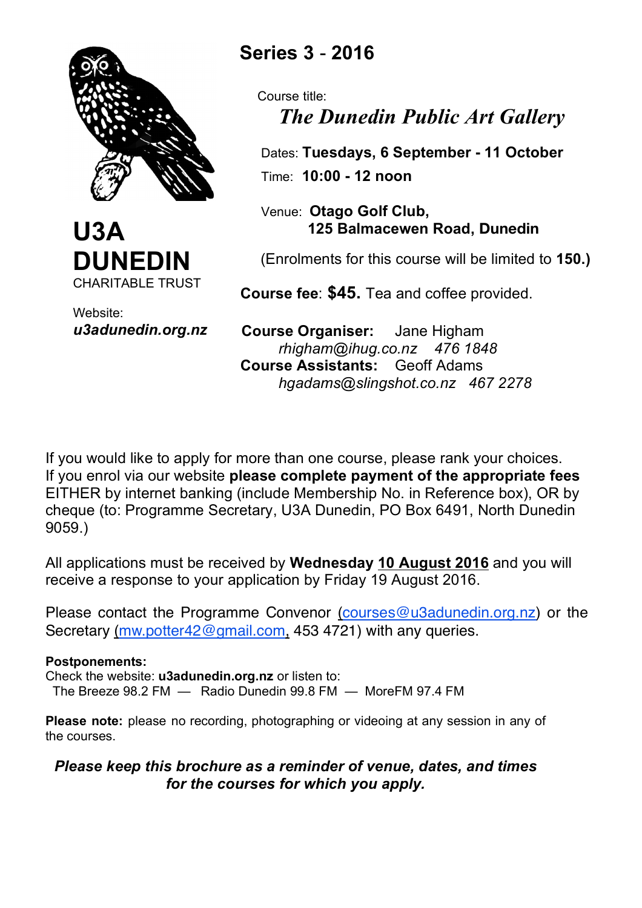# U3A DUNEDIN

CHARITABLE TRUST

Website:
***u3adunedin.org.nz***

## Series 3 - 2016

Course title:

***The Dunedin Public Art Gallery***

Dates: **Tuesdays, 6 September - 11 October**

Time: **10:00 - 12 noon**

Venue: **Otago Golf Club, 125 Balmacewen Road, Dunedin**

(Enrolments for this course will be limited to **150.)**

**Course fee**: **$45.** Tea and coffee provided.

**Course Organiser:** Jane Higham
*rhigham@ihug.co.nz 476 1848*

**Course Assistants:** Geoff Adams
*hgadams@slingshot.co.nz 467 2278*

If you would like to apply for more than one course, please rank your choices. If you enrol via our website **please complete payment of the appropriate fees** EITHER by internet banking (include Membership No. in Reference box), OR by cheque (to: Programme Secretary, U3A Dunedin, PO Box 6491, North Dunedin 9059.)

All applications must be received by **Wednesday 10 August 2016** and you will receive a response to your application by Friday 19 August 2016.

Please contact the Programme Convenor (courses@u3adunedin.org.nz) or the Secretary (mw.potter42@gmail.com, 453 4721) with any queries.

**Postponements:**
Check the website: **u3adunedin.org.nz** or listen to:
The Breeze 98.2 FM — Radio Dunedin 99.8 FM — MoreFM 97.4 FM

**Please note:** please no recording, photographing or videoing at any session in any of the courses.

***Please keep this brochure as a reminder of venue, dates, and times for the courses for which you apply.***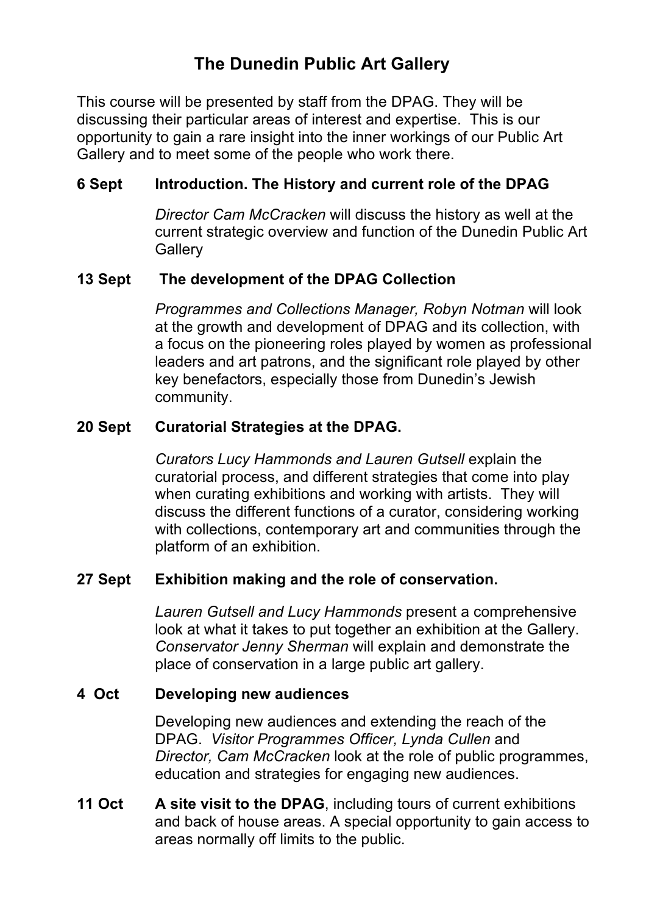# The Dunedin Public Art Gallery

This course will be presented by staff from the DPAG. They will be discussing their particular areas of interest and expertise. This is our opportunity to gain a rare insight into the inner workings of our Public Art Gallery and to meet some of the people who work there.

**6 Sept Introduction. The History and current role of the DPAG**

*Director Cam McCracken* will discuss the history as well at the current strategic overview and function of the Dunedin Public Art Gallery

**13 Sept The development of the DPAG Collection**

*Programmes and Collections Manager, Robyn Notman* will look at the growth and development of DPAG and its collection, with a focus on the pioneering roles played by women as professional leaders and art patrons, and the significant role played by other key benefactors, especially those from Dunedin's Jewish community.

**20 Sept Curatorial Strategies at the DPAG.**

*Curators Lucy Hammonds and Lauren Gutsell* explain the curatorial process, and different strategies that come into play when curating exhibitions and working with artists. They will discuss the different functions of a curator, considering working with collections, contemporary art and communities through the platform of an exhibition.

**27 Sept Exhibition making and the role of conservation.**

*Lauren Gutsell and Lucy Hammonds* present a comprehensive look at what it takes to put together an exhibition at the Gallery. *Conservator Jenny Sherman* will explain and demonstrate the place of conservation in a large public art gallery.

**4 Oct Developing new audiences**

Developing new audiences and extending the reach of the DPAG. *Visitor Programmes Officer, Lynda Cullen* and *Director, Cam McCracken* look at the role of public programmes, education and strategies for engaging new audiences.

**11 Oct A site visit to the DPAG**, including tours of current exhibitions and back of house areas. A special opportunity to gain access to areas normally off limits to the public.